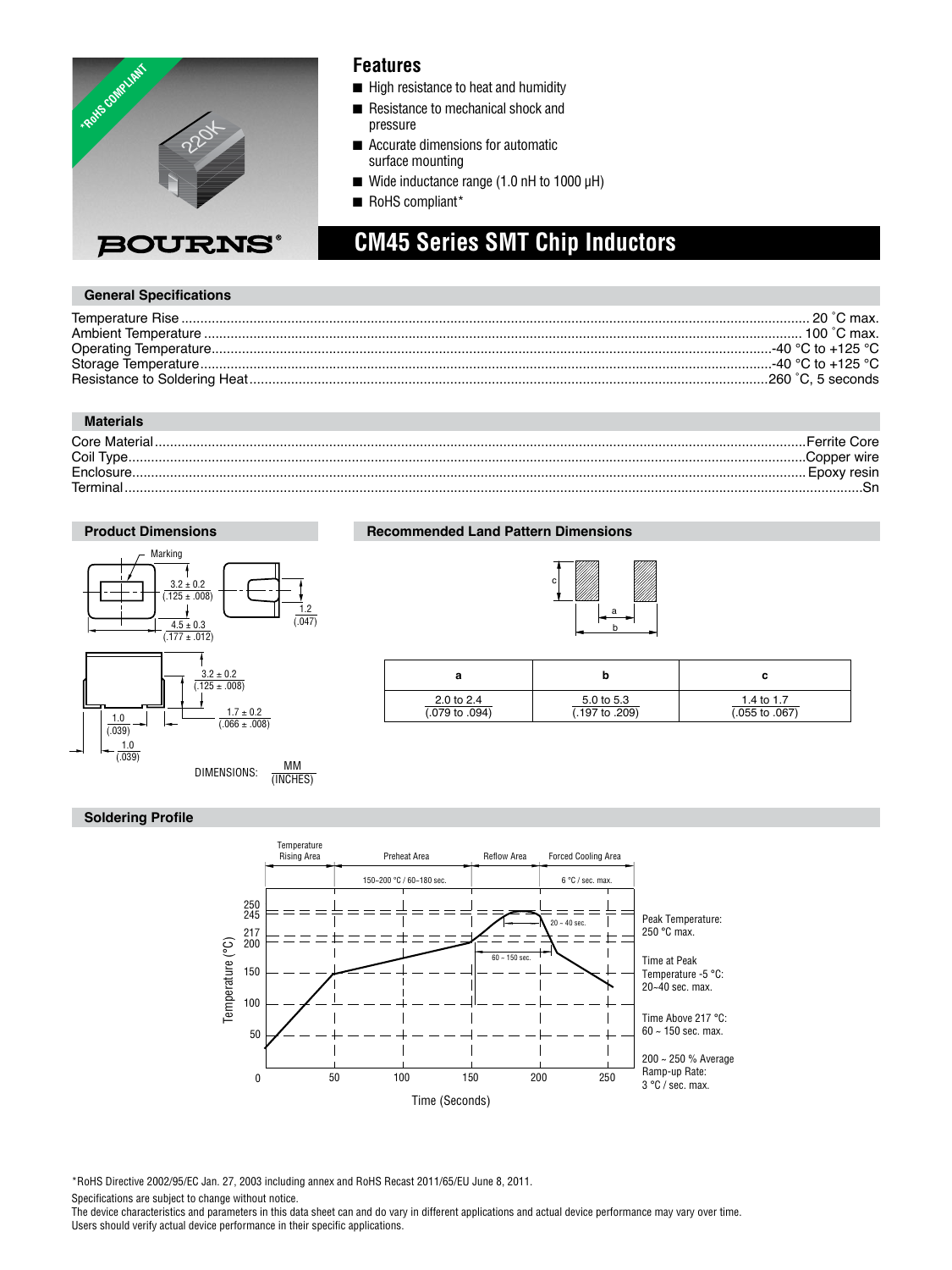# CM45 Series SMT Chip Inductors

## Features

- High resistance to heat and humidity
- Resistance to mechanical shock and pressure
- Accurate dimensions for automatic surface mounting
- Wide inductance range (1.0 nH to 1000 μH)
- RoHS compliant*

## General Specifications

| Specification | Value |
|---|---|
| Temperature Rise | 20 °C max. |
| Ambient Temperature | 100 °C max. |
| Operating Temperature | -40 °C to +125 °C |
| Storage Temperature | -40 °C to +125 °C |
| Resistance to Soldering Heat | 260 °C, 5 seconds |

## Materials

| Material | Value |
|---|---|
| Core Material | Ferrite Core |
| Coil Type | Copper wire |
| Enclosure | Epoxy resin |
| Terminal | Sn |

## Product Dimensions

Marking

3.2 ± 0.2 (.125 ± .008)

4.5 ± 0.3 (.177 ± .012)

1.2 (.047)

3.2 ± 0.2 (.125 ± .008)

1.7 ± 0.2 (.066 ± .008)

1.0 (.039)

1.0 (.039)

DIMENSIONS: MM (INCHES)

## Recommended Land Pattern Dimensions

| a | b | c |
|---|---|---|
| 2.0 to 2.4 (.079 to .094) | 5.0 to 5.3 (.197 to .209) | 1.4 to 1.7 (.055 to .067) |

## Soldering Profile

Temperature Rising Area | Preheat Area | Reflow Area | Forced Cooling Area

150~200 °C / 60~180 sec.

6 °C / sec. max.

20 ~ 40 sec.

60 ~ 150 sec.

Temperature (°C)

Time (Seconds)

Peak Temperature: 250 °C max.

Time at Peak Temperature -5 °C: 20~40 sec. max.

Time Above 217 °C: 60 ~ 150 sec. max.

200 ~ 250 % Average Ramp-up Rate: 3 °C / sec. max.

*RoHS Directive 2002/95/EC Jan. 27, 2003 including annex and RoHS Recast 2011/65/EU June 8, 2011.

Specifications are subject to change without notice.

The device characteristics and parameters in this data sheet can and do vary in different applications and actual device performance may vary over time.
Users should verify actual device performance in their specific applications.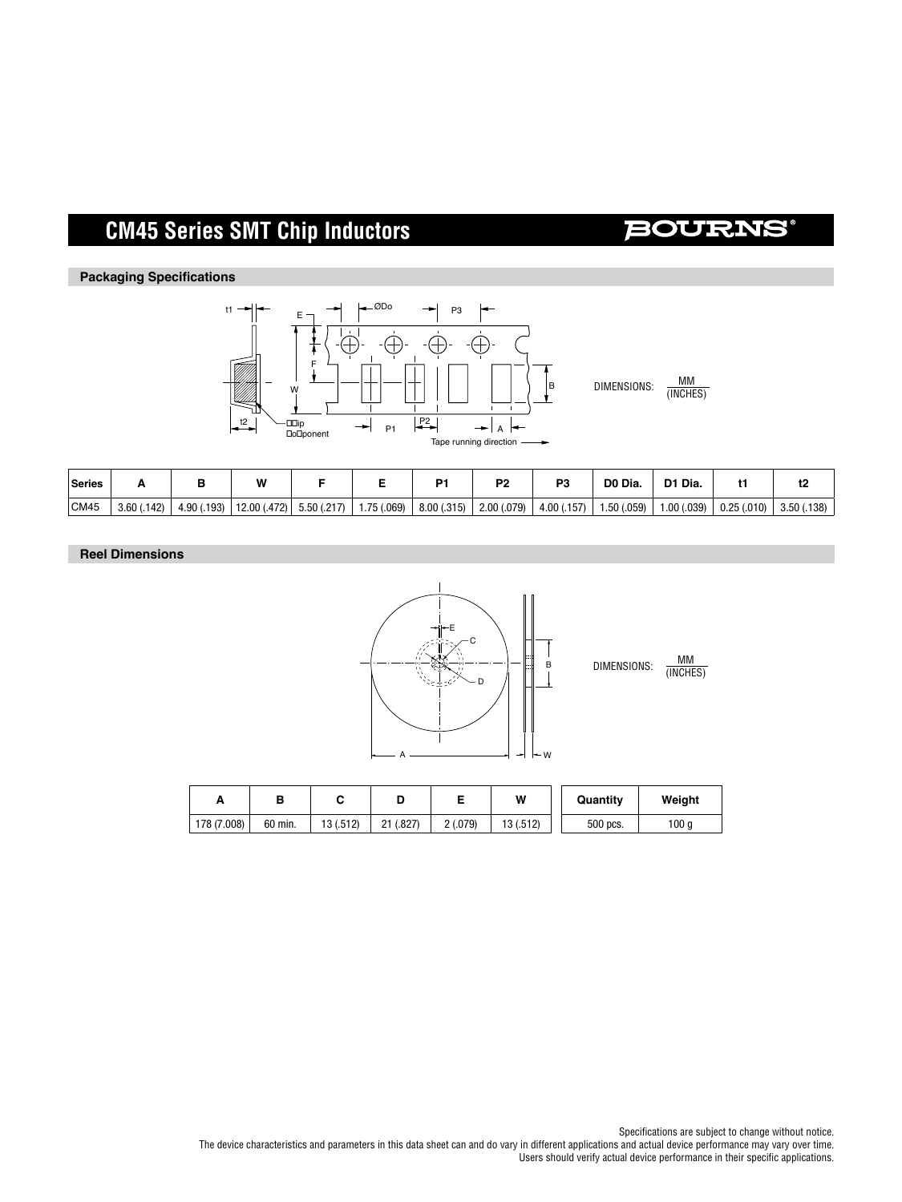# CM45 Series SMT Chip Inductors

## Packaging Specifications

DIMENSIONS: MM (INCHES)

| Series | A | B | W | F | E | P1 | P2 | P3 | D0 Dia. | D1 Dia. | t1 | t2 |
|---|---|---|---|---|---|---|---|---|---|---|---|---|
| CM45 | 3.60 (.142) | 4.90 (.193) | 12.00 (.472) | 5.50 (.217) | 1.75 (.069) | 8.00 (.315) | 2.00 (.079) | 4.00 (.157) | 1.50 (.059) | 1.00 (.039) | 0.25 (.010) | 3.50 (.138) |

## Reel Dimensions

DIMENSIONS: MM (INCHES)

| A | B | C | D | E | W |
|---|---|---|---|---|---|
| 178 (7.008) | 60 min. | 13 (.512) | 21 (.827) | 2 (.079) | 13 (.512) |

| Quantity | Weight |
|---|---|
| 500 pcs. | 100 g |

Specifications are subject to change without notice.
The device characteristics and parameters in this data sheet can and do vary in different applications and actual device performance may vary over time.
Users should verify actual device performance in their specific applications.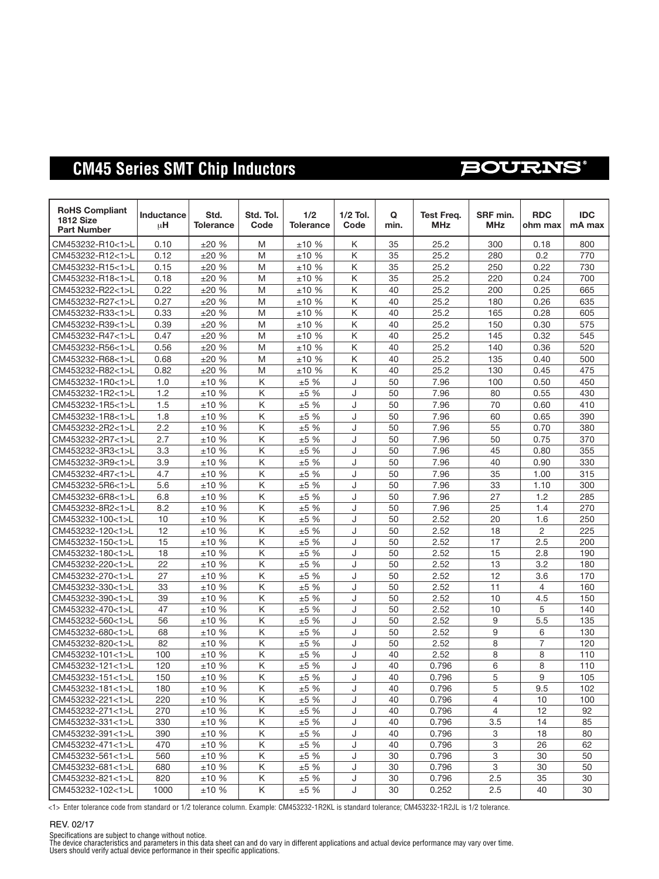## CM45 Series SMT Chip Inductors

BOURNS®

| RoHS Compliant 1812 Size Part Number | Inductance µH | Std. Tolerance | Std. Tol. Code | 1/2 Tolerance | 1/2 Tol. Code | Q min. | Test Freq. MHz | SRF min. MHz | RDC ohm max | IDC mA max |
|---|---|---|---|---|---|---|---|---|---|---|
| CM453232-R10<1>L | 0.10 | ±20 % | M | ±10 % | K | 35 | 25.2 | 300 | 0.18 | 800 |
| CM453232-R12<1>L | 0.12 | ±20 % | M | ±10 % | K | 35 | 25.2 | 280 | 0.2 | 770 |
| CM453232-R15<1>L | 0.15 | ±20 % | M | ±10 % | K | 35 | 25.2 | 250 | 0.22 | 730 |
| CM453232-R18<1>L | 0.18 | ±20 % | M | ±10 % | K | 35 | 25.2 | 220 | 0.24 | 700 |
| CM453232-R22<1>L | 0.22 | ±20 % | M | ±10 % | K | 40 | 25.2 | 200 | 0.25 | 665 |
| CM453232-R27<1>L | 0.27 | ±20 % | M | ±10 % | K | 40 | 25.2 | 180 | 0.26 | 635 |
| CM453232-R33<1>L | 0.33 | ±20 % | M | ±10 % | K | 40 | 25.2 | 165 | 0.28 | 605 |
| CM453232-R39<1>L | 0.39 | ±20 % | M | ±10 % | K | 40 | 25.2 | 150 | 0.30 | 575 |
| CM453232-R47<1>L | 0.47 | ±20 % | M | ±10 % | K | 40 | 25.2 | 145 | 0.32 | 545 |
| CM453232-R56<1>L | 0.56 | ±20 % | M | ±10 % | K | 40 | 25.2 | 140 | 0.36 | 520 |
| CM453232-R68<1>L | 0.68 | ±20 % | M | ±10 % | K | 40 | 25.2 | 135 | 0.40 | 500 |
| CM453232-R82<1>L | 0.82 | ±20 % | M | ±10 % | K | 40 | 25.2 | 130 | 0.45 | 475 |
| CM453232-1R0<1>L | 1.0 | ±10 % | K | ±5 % | J | 50 | 7.96 | 100 | 0.50 | 450 |
| CM453232-1R2<1>L | 1.2 | ±10 % | K | ±5 % | J | 50 | 7.96 | 80 | 0.55 | 430 |
| CM453232-1R5<1>L | 1.5 | ±10 % | K | ±5 % | J | 50 | 7.96 | 70 | 0.60 | 410 |
| CM453232-1R8<1>L | 1.8 | ±10 % | K | ±5 % | J | 50 | 7.96 | 60 | 0.65 | 390 |
| CM453232-2R2<1>L | 2.2 | ±10 % | K | ±5 % | J | 50 | 7.96 | 55 | 0.70 | 380 |
| CM453232-2R7<1>L | 2.7 | ±10 % | K | ±5 % | J | 50 | 7.96 | 50 | 0.75 | 370 |
| CM453232-3R3<1>L | 3.3 | ±10 % | K | ±5 % | J | 50 | 7.96 | 45 | 0.80 | 355 |
| CM453232-3R9<1>L | 3.9 | ±10 % | K | ±5 % | J | 50 | 7.96 | 40 | 0.90 | 330 |
| CM453232-4R7<1>L | 4.7 | ±10 % | K | ±5 % | J | 50 | 7.96 | 35 | 1.00 | 315 |
| CM453232-5R6<1>L | 5.6 | ±10 % | K | ±5 % | J | 50 | 7.96 | 33 | 1.10 | 300 |
| CM453232-6R8<1>L | 6.8 | ±10 % | K | ±5 % | J | 50 | 7.96 | 27 | 1.2 | 285 |
| CM453232-8R2<1>L | 8.2 | ±10 % | K | ±5 % | J | 50 | 7.96 | 25 | 1.4 | 270 |
| CM453232-100<1>L | 10 | ±10 % | K | ±5 % | J | 50 | 2.52 | 20 | 1.6 | 250 |
| CM453232-120<1>L | 12 | ±10 % | K | ±5 % | J | 50 | 2.52 | 18 | 2 | 225 |
| CM453232-150<1>L | 15 | ±10 % | K | ±5 % | J | 50 | 2.52 | 17 | 2.5 | 200 |
| CM453232-180<1>L | 18 | ±10 % | K | ±5 % | J | 50 | 2.52 | 15 | 2.8 | 190 |
| CM453232-220<1>L | 22 | ±10 % | K | ±5 % | J | 50 | 2.52 | 13 | 3.2 | 180 |
| CM453232-270<1>L | 27 | ±10 % | K | ±5 % | J | 50 | 2.52 | 12 | 3.6 | 170 |
| CM453232-330<1>L | 33 | ±10 % | K | ±5 % | J | 50 | 2.52 | 11 | 4 | 160 |
| CM453232-390<1>L | 39 | ±10 % | K | ±5 % | J | 50 | 2.52 | 10 | 4.5 | 150 |
| CM453232-470<1>L | 47 | ±10 % | K | ±5 % | J | 50 | 2.52 | 10 | 5 | 140 |
| CM453232-560<1>L | 56 | ±10 % | K | ±5 % | J | 50 | 2.52 | 9 | 5.5 | 135 |
| CM453232-680<1>L | 68 | ±10 % | K | ±5 % | J | 50 | 2.52 | 9 | 6 | 130 |
| CM453232-820<1>L | 82 | ±10 % | K | ±5 % | J | 50 | 2.52 | 8 | 7 | 120 |
| CM453232-101<1>L | 100 | ±10 % | K | ±5 % | J | 40 | 2.52 | 8 | 8 | 110 |
| CM453232-121<1>L | 120 | ±10 % | K | ±5 % | J | 40 | 0.796 | 6 | 8 | 110 |
| CM453232-151<1>L | 150 | ±10 % | K | ±5 % | J | 40 | 0.796 | 5 | 9 | 105 |
| CM453232-181<1>L | 180 | ±10 % | K | ±5 % | J | 40 | 0.796 | 5 | 9.5 | 102 |
| CM453232-221<1>L | 220 | ±10 % | K | ±5 % | J | 40 | 0.796 | 4 | 10 | 100 |
| CM453232-271<1>L | 270 | ±10 % | K | ±5 % | J | 40 | 0.796 | 4 | 12 | 92 |
| CM453232-331<1>L | 330 | ±10 % | K | ±5 % | J | 40 | 0.796 | 3.5 | 14 | 85 |
| CM453232-391<1>L | 390 | ±10 % | K | ±5 % | J | 40 | 0.796 | 3 | 18 | 80 |
| CM453232-471<1>L | 470 | ±10 % | K | ±5 % | J | 40 | 0.796 | 3 | 26 | 62 |
| CM453232-561<1>L | 560 | ±10 % | K | ±5 % | J | 30 | 0.796 | 3 | 30 | 50 |
| CM453232-681<1>L | 680 | ±10 % | K | ±5 % | J | 30 | 0.796 | 3 | 30 | 50 |
| CM453232-821<1>L | 820 | ±10 % | K | ±5 % | J | 30 | 0.796 | 2.5 | 35 | 30 |
| CM453232-102<1>L | 1000 | ±10 % | K | ±5 % | J | 30 | 0.252 | 2.5 | 40 | 30 |

<1> Enter tolerance code from standard or 1/2 tolerance column. Example: CM453232-1R2KL is standard tolerance; CM453232-1R2JL is 1/2 tolerance.

REV. 02/17

Specifications are subject to change without notice.
The device characteristics and parameters in this data sheet can and do vary in different applications and actual device performance may vary over time.
Users should verify actual device performance in their specific applications.